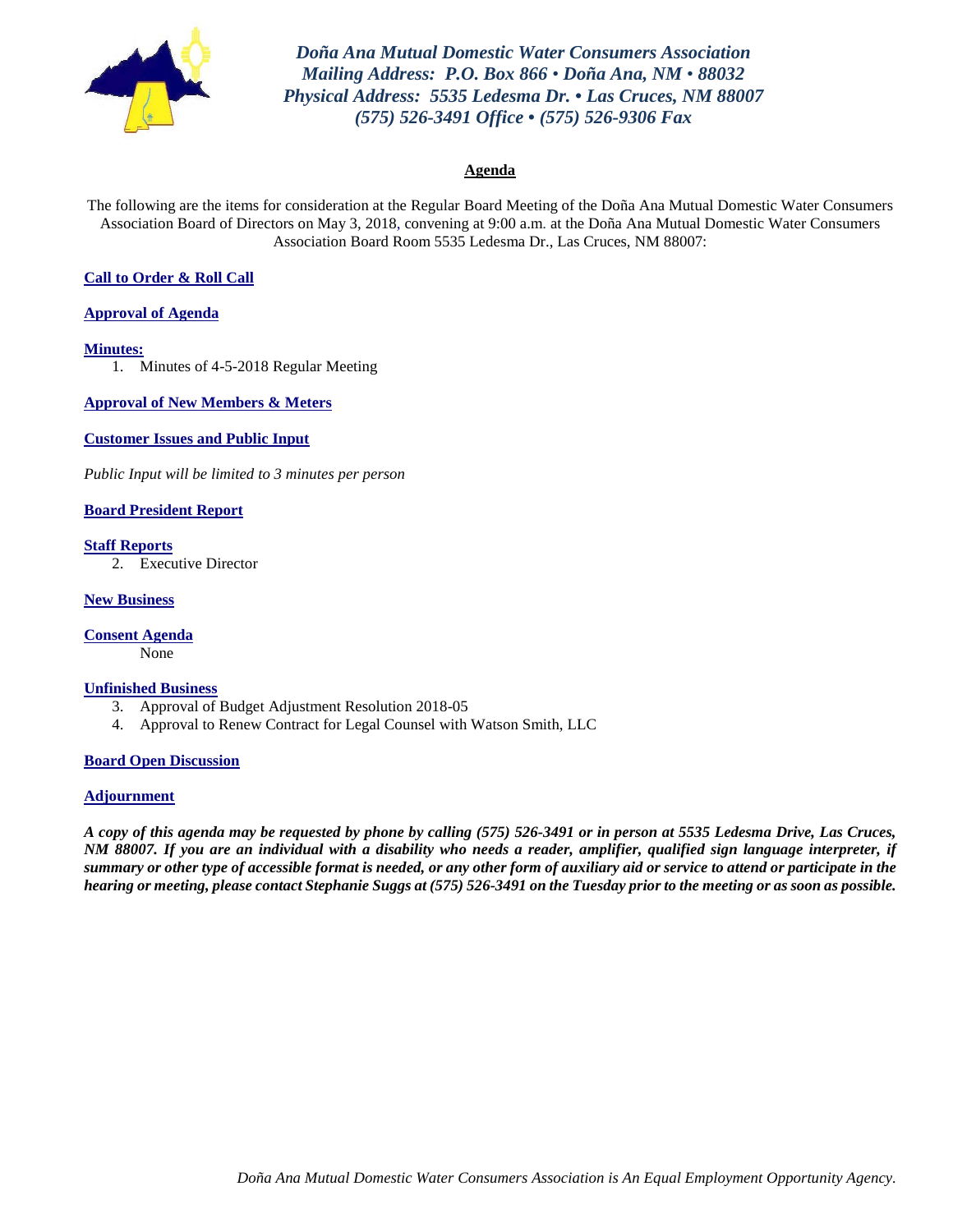*Doña Ana Mutual Domestic Water Consumers Association*
*Mailing Address: P.O. Box 866 • Doña Ana, NM • 88032*
*Physical Address: 5535 Ledesma Dr. • Las Cruces, NM 88007*
*(575) 526-3491 Office • (575) 526-9306 Fax*

## Agenda

The following are the items for consideration at the Regular Board Meeting of the Doña Ana Mutual Domestic Water Consumers Association Board of Directors on May 3, 2018, convening at 9:00 a.m. at the Doña Ana Mutual Domestic Water Consumers Association Board Room 5535 Ledesma Dr., Las Cruces, NM 88007:

**Call to Order & Roll Call**

**Approval of Agenda**

**Minutes:**

1. Minutes of 4-5-2018 Regular Meeting

**Approval of New Members & Meters**

**Customer Issues and Public Input**

*Public Input will be limited to 3 minutes per person*

**Board President Report**

**Staff Reports**

2. Executive Director

**New Business**

**Consent Agenda**

None

**Unfinished Business**

3. Approval of Budget Adjustment Resolution 2018-05
4. Approval to Renew Contract for Legal Counsel with Watson Smith, LLC

**Board Open Discussion**

**Adjournment**

***A copy of this agenda may be requested by phone by calling (575) 526-3491 or in person at 5535 Ledesma Drive, Las Cruces, NM 88007. If you are an individual with a disability who needs a reader, amplifier, qualified sign language interpreter, if summary or other type of accessible format is needed, or any other form of auxiliary aid or service to attend or participate in the hearing or meeting, please contact Stephanie Suggs at (575) 526-3491 on the Tuesday prior to the meeting or as soon as possible.***

*Doña Ana Mutual Domestic Water Consumers Association is An Equal Employment Opportunity Agency.*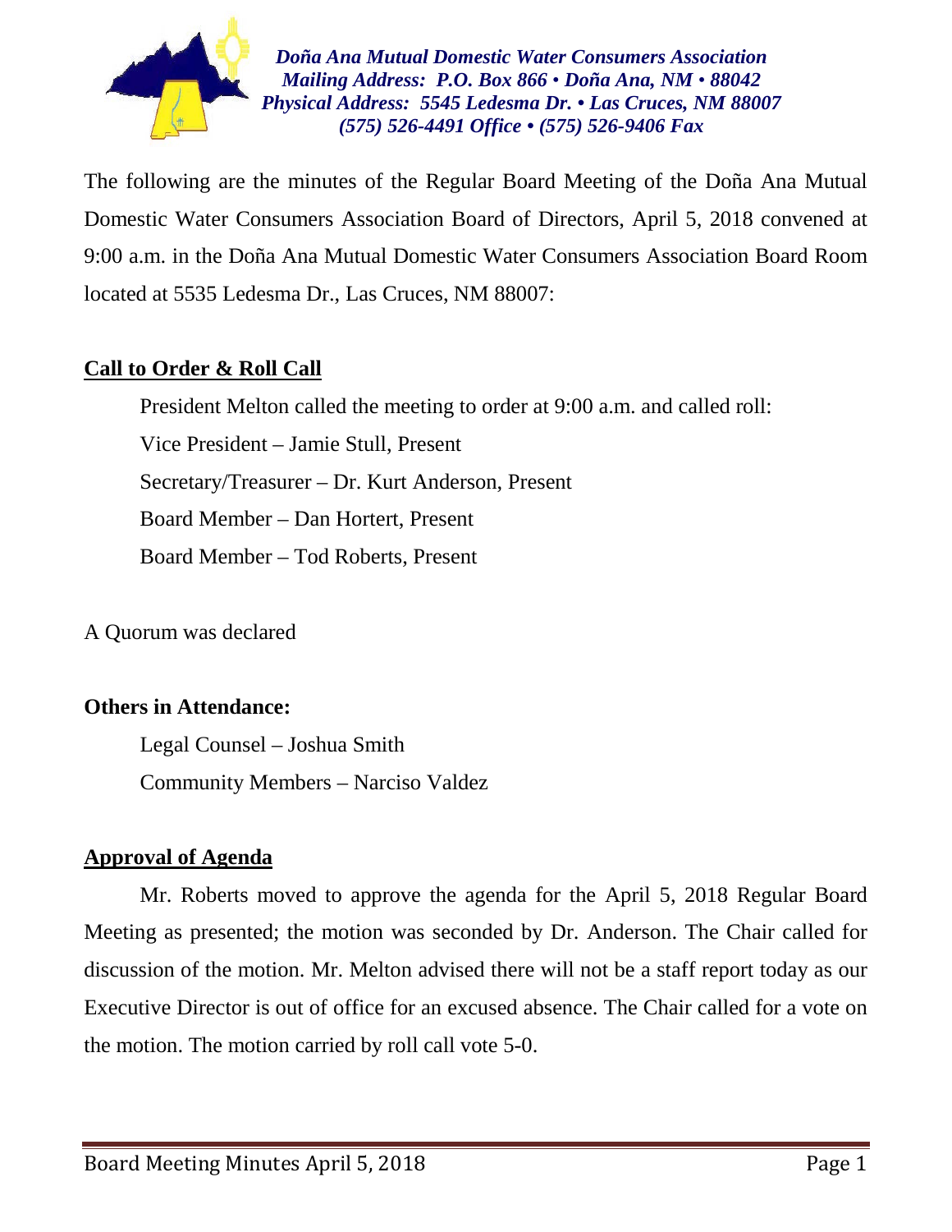*Doña Ana Mutual Domestic Water Consumers Association*
*Mailing Address: P.O. Box 866 • Doña Ana, NM • 88042*
*Physical Address: 5545 Ledesma Dr. • Las Cruces, NM 88007*
*(575) 526-4491 Office • (575) 526-9406 Fax*

The following are the minutes of the Regular Board Meeting of the Doña Ana Mutual Domestic Water Consumers Association Board of Directors, April 5, 2018 convened at 9:00 a.m. in the Doña Ana Mutual Domestic Water Consumers Association Board Room located at 5535 Ledesma Dr., Las Cruces, NM 88007:

## Call to Order & Roll Call

President Melton called the meeting to order at 9:00 a.m. and called roll:

Vice President – Jamie Stull, Present

Secretary/Treasurer – Dr. Kurt Anderson, Present

Board Member – Dan Hortert, Present

Board Member – Tod Roberts, Present

A Quorum was declared

**Others in Attendance:**

Legal Counsel – Joshua Smith

Community Members – Narciso Valdez

## Approval of Agenda

Mr. Roberts moved to approve the agenda for the April 5, 2018 Regular Board Meeting as presented; the motion was seconded by Dr. Anderson. The Chair called for discussion of the motion. Mr. Melton advised there will not be a staff report today as our Executive Director is out of office for an excused absence. The Chair called for a vote on the motion. The motion carried by roll call vote 5-0.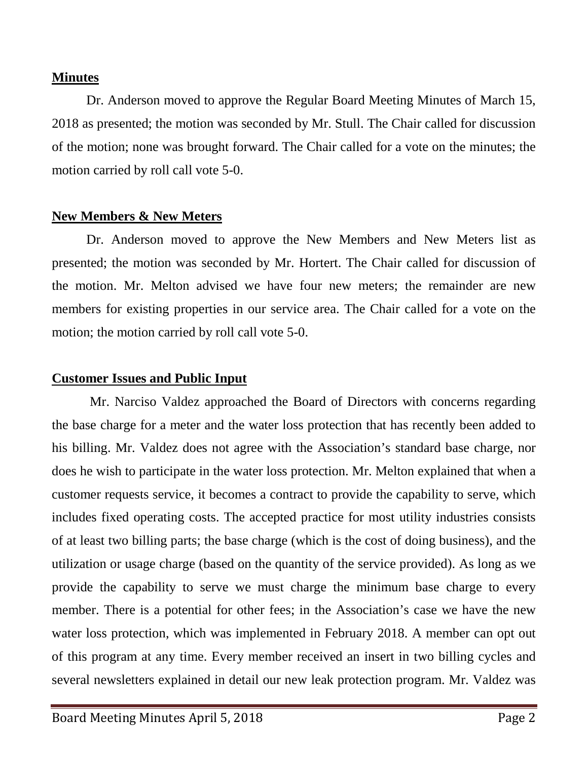## Minutes

Dr. Anderson moved to approve the Regular Board Meeting Minutes of March 15, 2018 as presented; the motion was seconded by Mr. Stull. The Chair called for discussion of the motion; none was brought forward. The Chair called for a vote on the minutes; the motion carried by roll call vote 5-0.

## New Members & New Meters

Dr. Anderson moved to approve the New Members and New Meters list as presented; the motion was seconded by Mr. Hortert. The Chair called for discussion of the motion. Mr. Melton advised we have four new meters; the remainder are new members for existing properties in our service area. The Chair called for a vote on the motion; the motion carried by roll call vote 5-0.

## Customer Issues and Public Input

Mr. Narciso Valdez approached the Board of Directors with concerns regarding the base charge for a meter and the water loss protection that has recently been added to his billing. Mr. Valdez does not agree with the Association's standard base charge, nor does he wish to participate in the water loss protection. Mr. Melton explained that when a customer requests service, it becomes a contract to provide the capability to serve, which includes fixed operating costs. The accepted practice for most utility industries consists of at least two billing parts; the base charge (which is the cost of doing business), and the utilization or usage charge (based on the quantity of the service provided). As long as we provide the capability to serve we must charge the minimum base charge to every member. There is a potential for other fees; in the Association's case we have the new water loss protection, which was implemented in February 2018. A member can opt out of this program at any time. Every member received an insert in two billing cycles and several newsletters explained in detail our new leak protection program. Mr. Valdez was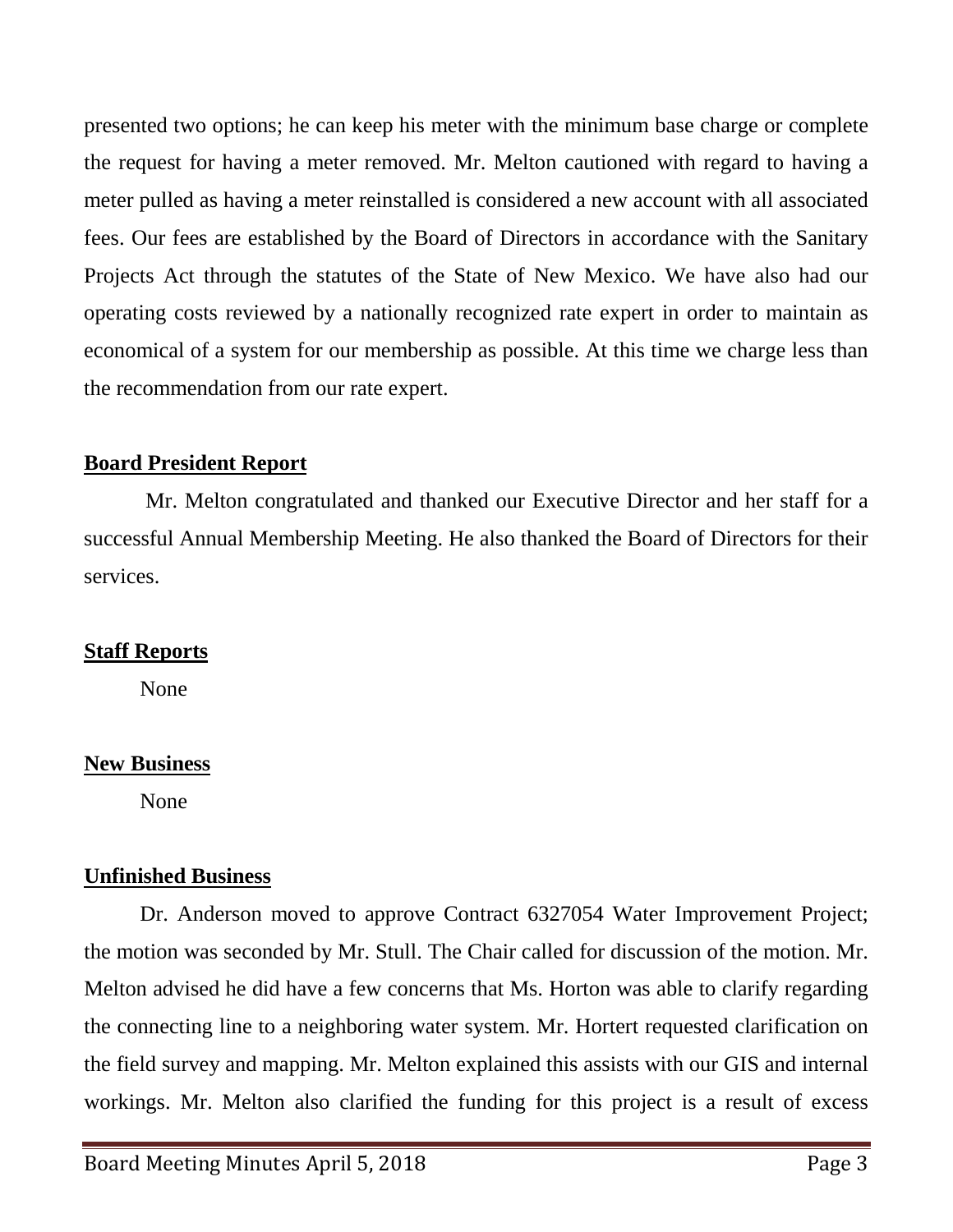presented two options; he can keep his meter with the minimum base charge or complete the request for having a meter removed. Mr. Melton cautioned with regard to having a meter pulled as having a meter reinstalled is considered a new account with all associated fees. Our fees are established by the Board of Directors in accordance with the Sanitary Projects Act through the statutes of the State of New Mexico. We have also had our operating costs reviewed by a nationally recognized rate expert in order to maintain as economical of a system for our membership as possible. At this time we charge less than the recommendation from our rate expert.

## Board President Report

Mr. Melton congratulated and thanked our Executive Director and her staff for a successful Annual Membership Meeting. He also thanked the Board of Directors for their services.

## Staff Reports

None

## New Business

None

## Unfinished Business

Dr. Anderson moved to approve Contract 6327054 Water Improvement Project; the motion was seconded by Mr. Stull. The Chair called for discussion of the motion. Mr. Melton advised he did have a few concerns that Ms. Horton was able to clarify regarding the connecting line to a neighboring water system. Mr. Hortert requested clarification on the field survey and mapping. Mr. Melton explained this assists with our GIS and internal workings. Mr. Melton also clarified the funding for this project is a result of excess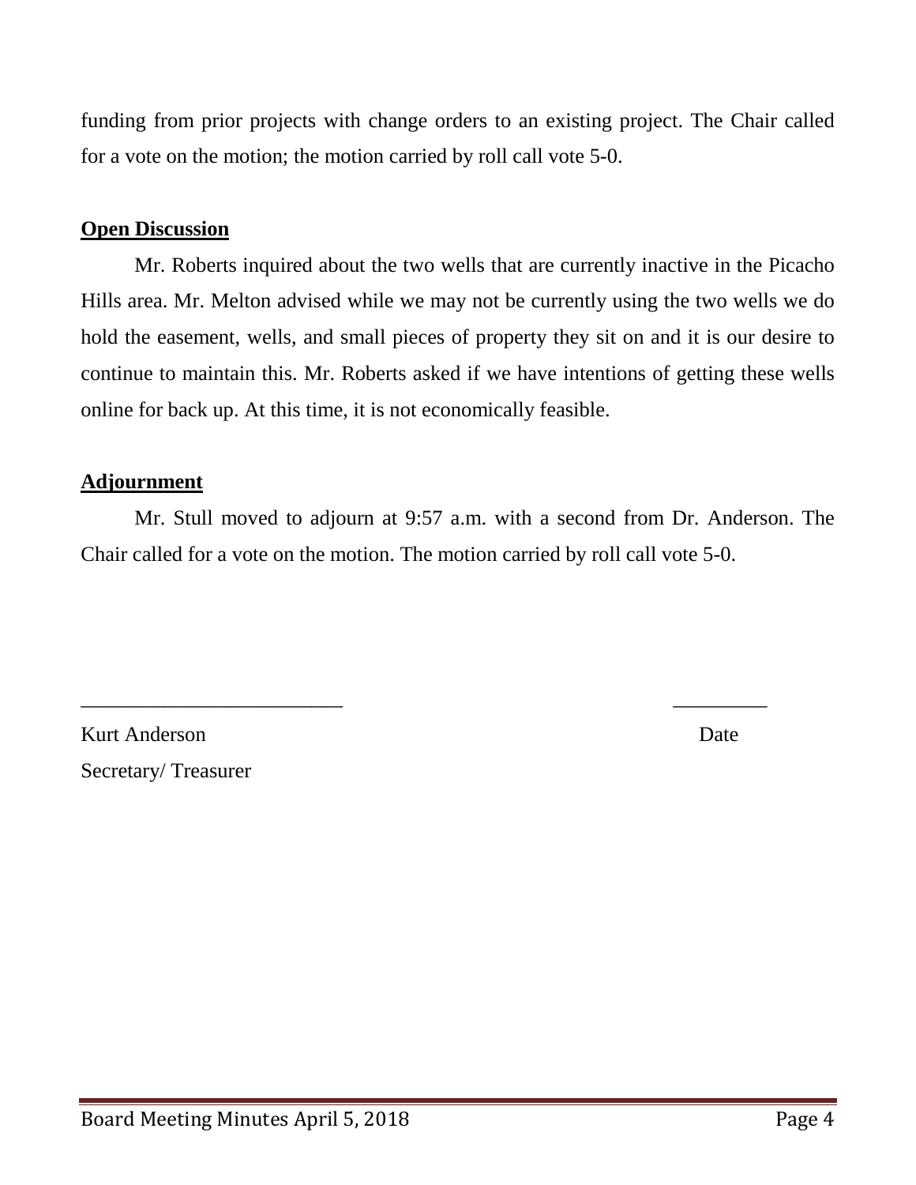funding from prior projects with change orders to an existing project. The Chair called for a vote on the motion; the motion carried by roll call vote 5-0.

**Open Discussion**

Mr. Roberts inquired about the two wells that are currently inactive in the Picacho Hills area. Mr. Melton advised while we may not be currently using the two wells we do hold the easement, wells, and small pieces of property they sit on and it is our desire to continue to maintain this. Mr. Roberts asked if we have intentions of getting these wells online for back up. At this time, it is not economically feasible.

**Adjournment**

Mr. Stull moved to adjourn at 9:57 a.m. with a second from Dr. Anderson. The Chair called for a vote on the motion. The motion carried by roll call vote 5-0.

_________________________ _________

Kurt Anderson Date

Secretary/ Treasurer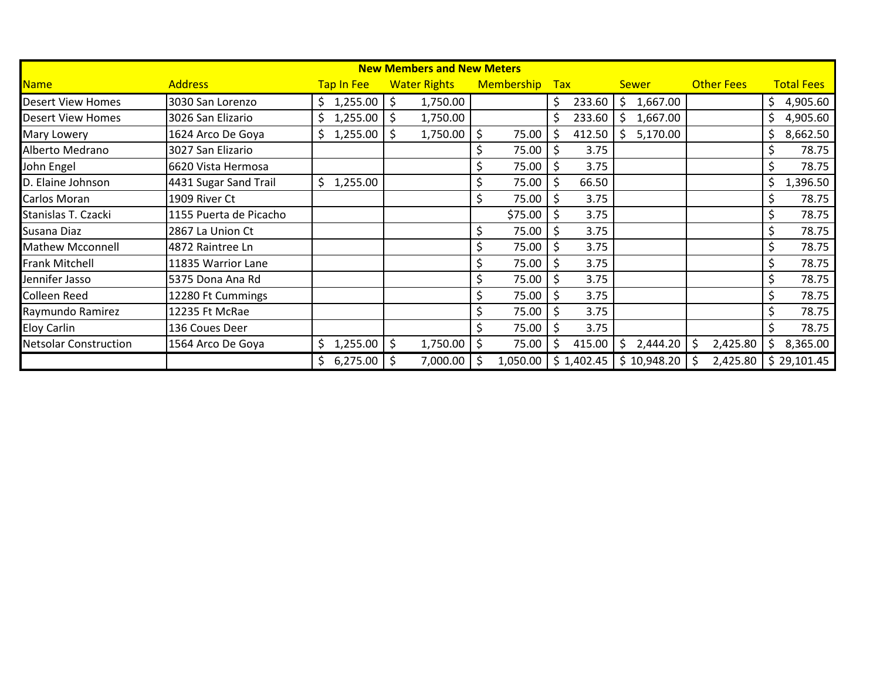| New Members and New Meters | | | | | | | | |
|---|---|---|---|---|---|---|---|---|
| Name | Address | Tap In Fee | Water Rights | Membership | Tax | Sewer | Other Fees | Total Fees |
| Desert View Homes | 3030 San Lorenzo | $ 1,255.00 | $ 1,750.00 | | $ 233.60 | $ 1,667.00 | | $ 4,905.60 |
| Desert View Homes | 3026 San Elizario | $ 1,255.00 | $ 1,750.00 | | $ 233.60 | $ 1,667.00 | | $ 4,905.60 |
| Mary Lowery | 1624 Arco De Goya | $ 1,255.00 | $ 1,750.00 | $ 75.00 | $ 412.50 | $ 5,170.00 | | $ 8,662.50 |
| Alberto Medrano | 3027 San Elizario | | | $ 75.00 | $ 3.75 | | | $ 78.75 |
| John Engel | 6620 Vista Hermosa | | | $ 75.00 | $ 3.75 | | | $ 78.75 |
| D. Elaine Johnson | 4431 Sugar Sand Trail | $ 1,255.00 | | $ 75.00 | $ 66.50 | | | $ 1,396.50 |
| Carlos Moran | 1909 River Ct | | | $ 75.00 | $ 3.75 | | | $ 78.75 |
| Stanislas T. Czacki | 1155 Puerta de Picacho | | | $75.00 | $ 3.75 | | | $ 78.75 |
| Susana Diaz | 2867 La Union Ct | | | $ 75.00 | $ 3.75 | | | $ 78.75 |
| Mathew Mcconnell | 4872 Raintree Ln | | | $ 75.00 | $ 3.75 | | | $ 78.75 |
| Frank Mitchell | 11835 Warrior Lane | | | $ 75.00 | $ 3.75 | | | $ 78.75 |
| Jennifer Jasso | 5375 Dona Ana Rd | | | $ 75.00 | $ 3.75 | | | $ 78.75 |
| Colleen Reed | 12280 Ft Cummings | | | $ 75.00 | $ 3.75 | | | $ 78.75 |
| Raymundo Ramirez | 12235 Ft McRae | | | $ 75.00 | $ 3.75 | | | $ 78.75 |
| Eloy Carlin | 136 Coues Deer | | | $ 75.00 | $ 3.75 | | | $ 78.75 |
| Netsolar Construction | 1564 Arco De Goya | $ 1,255.00 | $ 1,750.00 | $ 75.00 | $ 415.00 | $ 2,444.20 | $ 2,425.80 | $ 8,365.00 |
| | | $ 6,275.00 | $ 7,000.00 | $ 1,050.00 | $ 1,402.45 | $ 10,948.20 | $ 2,425.80 | $ 29,101.45 |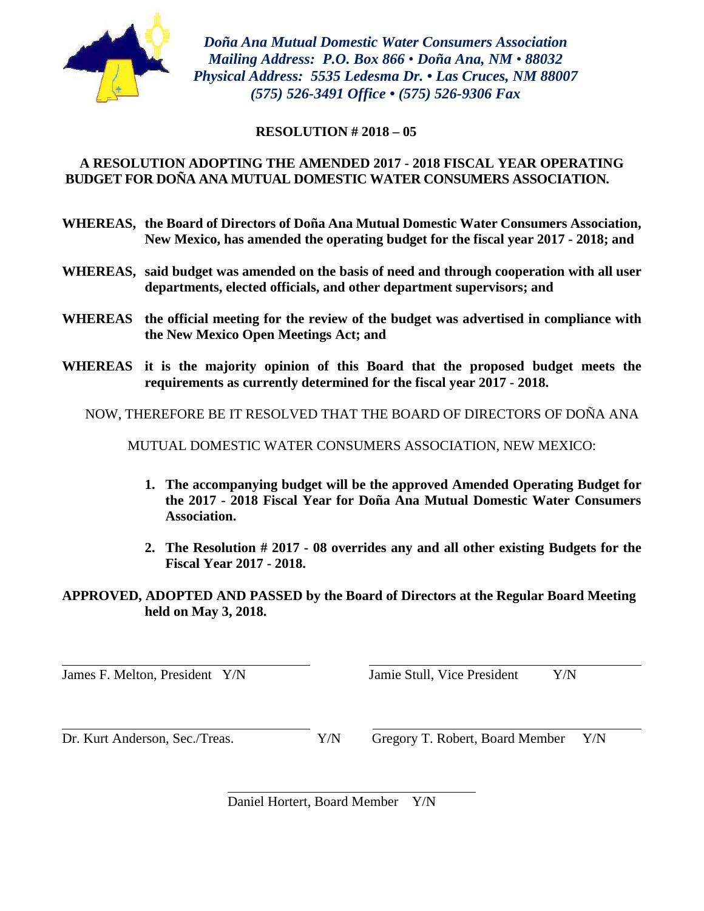*Doña Ana Mutual Domestic Water Consumers Association*
*Mailing Address: P.O. Box 866 • Doña Ana, NM • 88032*
*Physical Address: 5535 Ledesma Dr. • Las Cruces, NM 88007*
*(575) 526-3491 Office • (575) 526-9306 Fax*

**RESOLUTION # 2018 – 05**

**A RESOLUTION ADOPTING THE AMENDED 2017 - 2018 FISCAL YEAR OPERATING BUDGET FOR DOÑA ANA MUTUAL DOMESTIC WATER CONSUMERS ASSOCIATION.**

**WHEREAS, the Board of Directors of Doña Ana Mutual Domestic Water Consumers Association, New Mexico, has amended the operating budget for the fiscal year 2017 - 2018; and**

**WHEREAS, said budget was amended on the basis of need and through cooperation with all user departments, elected officials, and other department supervisors; and**

**WHEREAS the official meeting for the review of the budget was advertised in compliance with the New Mexico Open Meetings Act; and**

**WHEREAS it is the majority opinion of this Board that the proposed budget meets the requirements as currently determined for the fiscal year 2017 - 2018.**

NOW, THEREFORE BE IT RESOLVED THAT THE BOARD OF DIRECTORS OF DOÑA ANA MUTUAL DOMESTIC WATER CONSUMERS ASSOCIATION, NEW MEXICO:

1. **The accompanying budget will be the approved Amended Operating Budget for the 2017 - 2018 Fiscal Year for Doña Ana Mutual Domestic Water Consumers Association.**
2. **The Resolution # 2017 - 08 overrides any and all other existing Budgets for the Fiscal Year 2017 - 2018.**

**APPROVED, ADOPTED AND PASSED by the Board of Directors at the Regular Board Meeting held on May 3, 2018.**

James F. Melton, President Y/N

Jamie Stull, Vice President Y/N

Dr. Kurt Anderson, Sec./Treas. Y/N

Gregory T. Robert, Board Member Y/N

Daniel Hortert, Board Member Y/N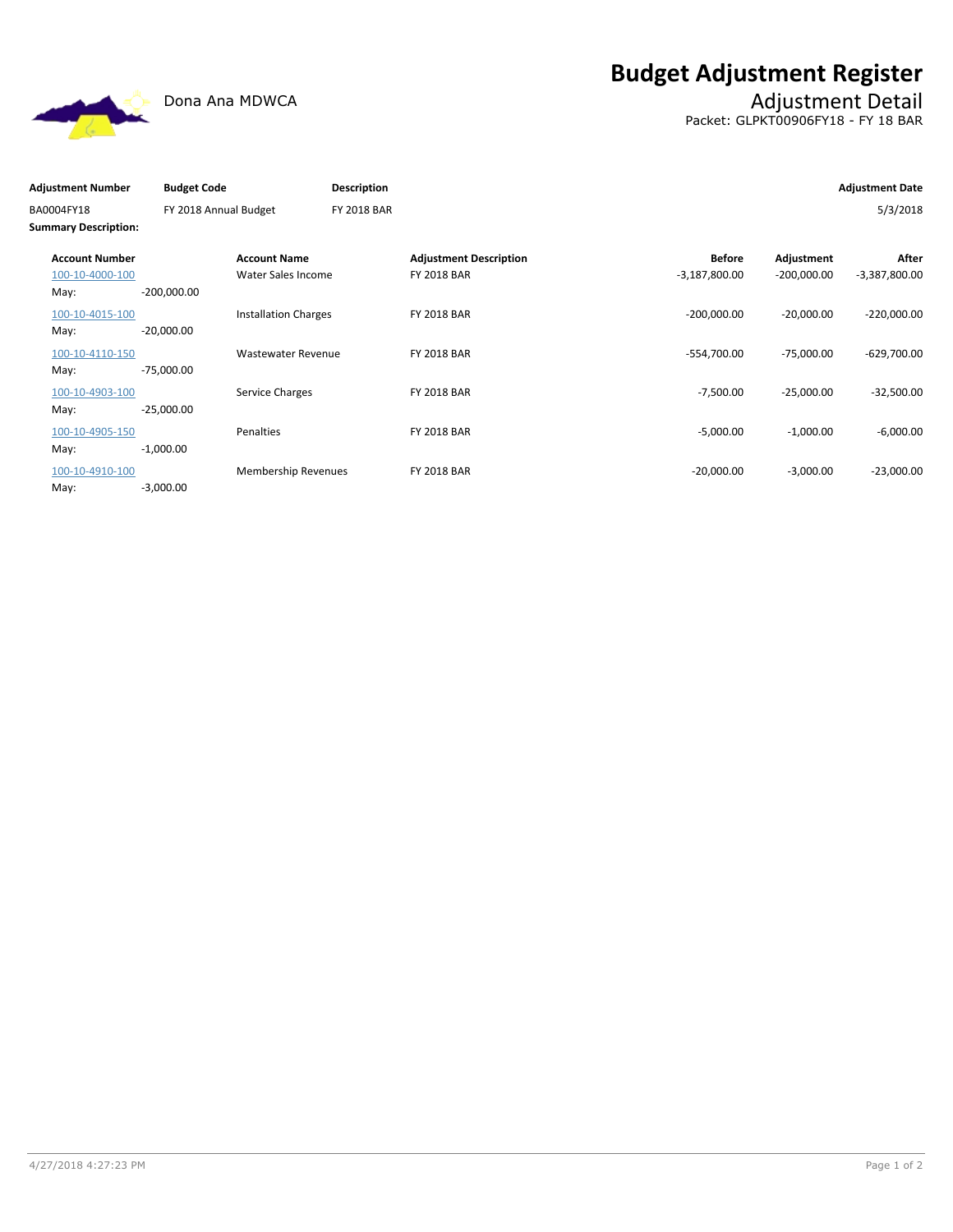# Budget Adjustment Register

Dona Ana MDWCA

## Adjustment Detail

Packet: GLPKT00906FY18 - FY 18 BAR

| Adjustment Number | Budget Code | Description | Adjustment Date |
|---|---|---|---|
| BA0004FY18 | FY 2018 Annual Budget | FY 2018 BAR | 5/3/2018 |

**Summary Description:**

| Account Number | | Account Name | Adjustment Description | Before | Adjustment | After |
|---|---|---|---|---|---|---|
| 100-10-4000-100 | | Water Sales Income | FY 2018 BAR | -3,187,800.00 | -200,000.00 | -3,387,800.00 |
| May: | -200,000.00 | | | | | |
| 100-10-4015-100 | | Installation Charges | FY 2018 BAR | -200,000.00 | -20,000.00 | -220,000.00 |
| May: | -20,000.00 | | | | | |
| 100-10-4110-150 | | Wastewater Revenue | FY 2018 BAR | -554,700.00 | -75,000.00 | -629,700.00 |
| May: | -75,000.00 | | | | | |
| 100-10-4903-100 | | Service Charges | FY 2018 BAR | -7,500.00 | -25,000.00 | -32,500.00 |
| May: | -25,000.00 | | | | | |
| 100-10-4905-150 | | Penalties | FY 2018 BAR | -5,000.00 | -1,000.00 | -6,000.00 |
| May: | -1,000.00 | | | | | |
| 100-10-4910-100 | | Membership Revenues | FY 2018 BAR | -20,000.00 | -3,000.00 | -23,000.00 |
| May: | -3,000.00 | | | | | |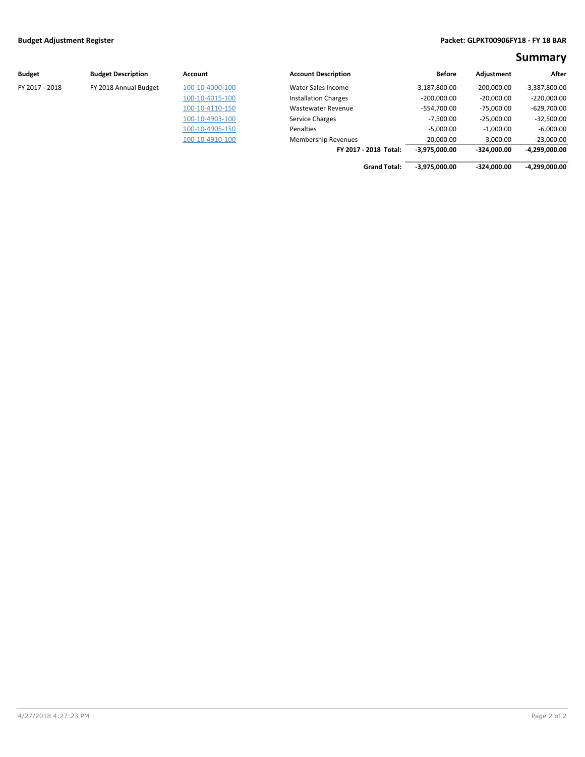**Budget Adjustment Register** **Packet: GLPKT00906FY18 - FY 18 BAR**

## Summary

| Budget | Budget Description | Account | Account Description | Before | Adjustment | After |
|---|---|---|---|---|---|---|
| FY 2017 - 2018 | FY 2018 Annual Budget | 100-10-4000-100 | Water Sales Income | -3,187,800.00 | -200,000.00 | -3,387,800.00 |
| | | 100-10-4015-100 | Installation Charges | -200,000.00 | -20,000.00 | -220,000.00 |
| | | 100-10-4110-150 | Wastewater Revenue | -554,700.00 | -75,000.00 | -629,700.00 |
| | | 100-10-4903-100 | Service Charges | -7,500.00 | -25,000.00 | -32,500.00 |
| | | 100-10-4905-150 | Penalties | -5,000.00 | -1,000.00 | -6,000.00 |
| | | 100-10-4910-100 | Membership Revenues | -20,000.00 | -3,000.00 | -23,000.00 |
| | | | **FY 2017 - 2018 Total:** | **-3,975,000.00** | **-324,000.00** | **-4,299,000.00** |
| | | | **Grand Total:** | **-3,975,000.00** | **-324,000.00** | **-4,299,000.00** |

4/27/2018 4:27:23 PM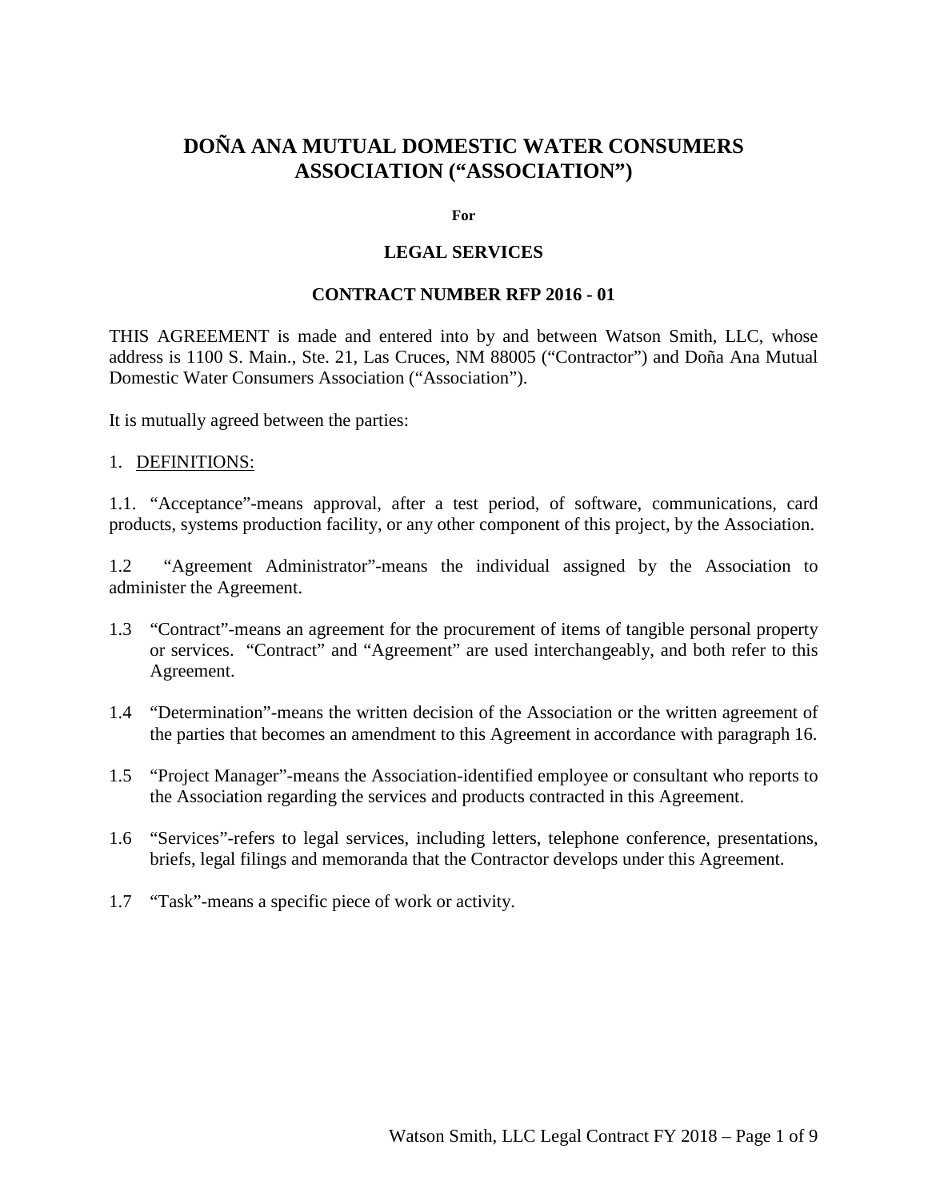# DOÑA ANA MUTUAL DOMESTIC WATER CONSUMERS ASSOCIATION ("ASSOCIATION")

**For**

**LEGAL SERVICES**

**CONTRACT NUMBER RFP 2016 - 01**

THIS AGREEMENT is made and entered into by and between Watson Smith, LLC, whose address is 1100 S. Main., Ste. 21, Las Cruces, NM 88005 ("Contractor") and Doña Ana Mutual Domestic Water Consumers Association ("Association").

It is mutually agreed between the parties:

1. DEFINITIONS:

1.1. "Acceptance"-means approval, after a test period, of software, communications, card products, systems production facility, or any other component of this project, by the Association.

1.2 "Agreement Administrator"-means the individual assigned by the Association to administer the Agreement.

1.3 "Contract"-means an agreement for the procurement of items of tangible personal property or services. "Contract" and "Agreement" are used interchangeably, and both refer to this Agreement.

1.4 "Determination"-means the written decision of the Association or the written agreement of the parties that becomes an amendment to this Agreement in accordance with paragraph 16.

1.5 "Project Manager"-means the Association-identified employee or consultant who reports to the Association regarding the services and products contracted in this Agreement.

1.6 "Services"-refers to legal services, including letters, telephone conference, presentations, briefs, legal filings and memoranda that the Contractor develops under this Agreement.

1.7 "Task"-means a specific piece of work or activity.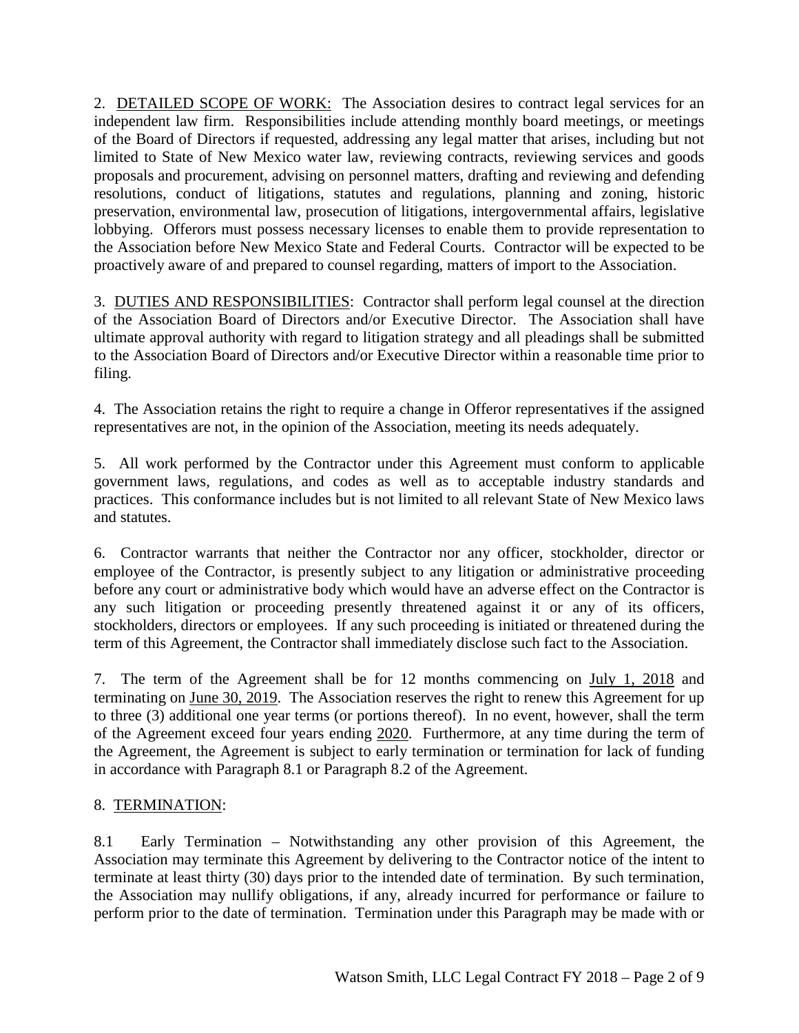2. <u>DETAILED SCOPE OF WORK:</u> The Association desires to contract legal services for an independent law firm. Responsibilities include attending monthly board meetings, or meetings of the Board of Directors if requested, addressing any legal matter that arises, including but not limited to State of New Mexico water law, reviewing contracts, reviewing services and goods proposals and procurement, advising on personnel matters, drafting and reviewing and defending resolutions, conduct of litigations, statutes and regulations, planning and zoning, historic preservation, environmental law, prosecution of litigations, intergovernmental affairs, legislative lobbying. Offerors must possess necessary licenses to enable them to provide representation to the Association before New Mexico State and Federal Courts. Contractor will be expected to be proactively aware of and prepared to counsel regarding, matters of import to the Association.

3. <u>DUTIES AND RESPONSIBILITIES</u>: Contractor shall perform legal counsel at the direction of the Association Board of Directors and/or Executive Director. The Association shall have ultimate approval authority with regard to litigation strategy and all pleadings shall be submitted to the Association Board of Directors and/or Executive Director within a reasonable time prior to filing.

4. The Association retains the right to require a change in Offeror representatives if the assigned representatives are not, in the opinion of the Association, meeting its needs adequately.

5. All work performed by the Contractor under this Agreement must conform to applicable government laws, regulations, and codes as well as to acceptable industry standards and practices. This conformance includes but is not limited to all relevant State of New Mexico laws and statutes.

6. Contractor warrants that neither the Contractor nor any officer, stockholder, director or employee of the Contractor, is presently subject to any litigation or administrative proceeding before any court or administrative body which would have an adverse effect on the Contractor is any such litigation or proceeding presently threatened against it or any of its officers, stockholders, directors or employees. If any such proceeding is initiated or threatened during the term of this Agreement, the Contractor shall immediately disclose such fact to the Association.

7. The term of the Agreement shall be for 12 months commencing on <u>July 1, 2018</u> and terminating on <u>June 30, 2019</u>. The Association reserves the right to renew this Agreement for up to three (3) additional one year terms (or portions thereof). In no event, however, shall the term of the Agreement exceed four years ending <u>2020</u>. Furthermore, at any time during the term of the Agreement, the Agreement is subject to early termination or termination for lack of funding in accordance with Paragraph 8.1 or Paragraph 8.2 of the Agreement.

8. <u>TERMINATION</u>:

8.1 Early Termination – Notwithstanding any other provision of this Agreement, the Association may terminate this Agreement by delivering to the Contractor notice of the intent to terminate at least thirty (30) days prior to the intended date of termination. By such termination, the Association may nullify obligations, if any, already incurred for performance or failure to perform prior to the date of termination. Termination under this Paragraph may be made with or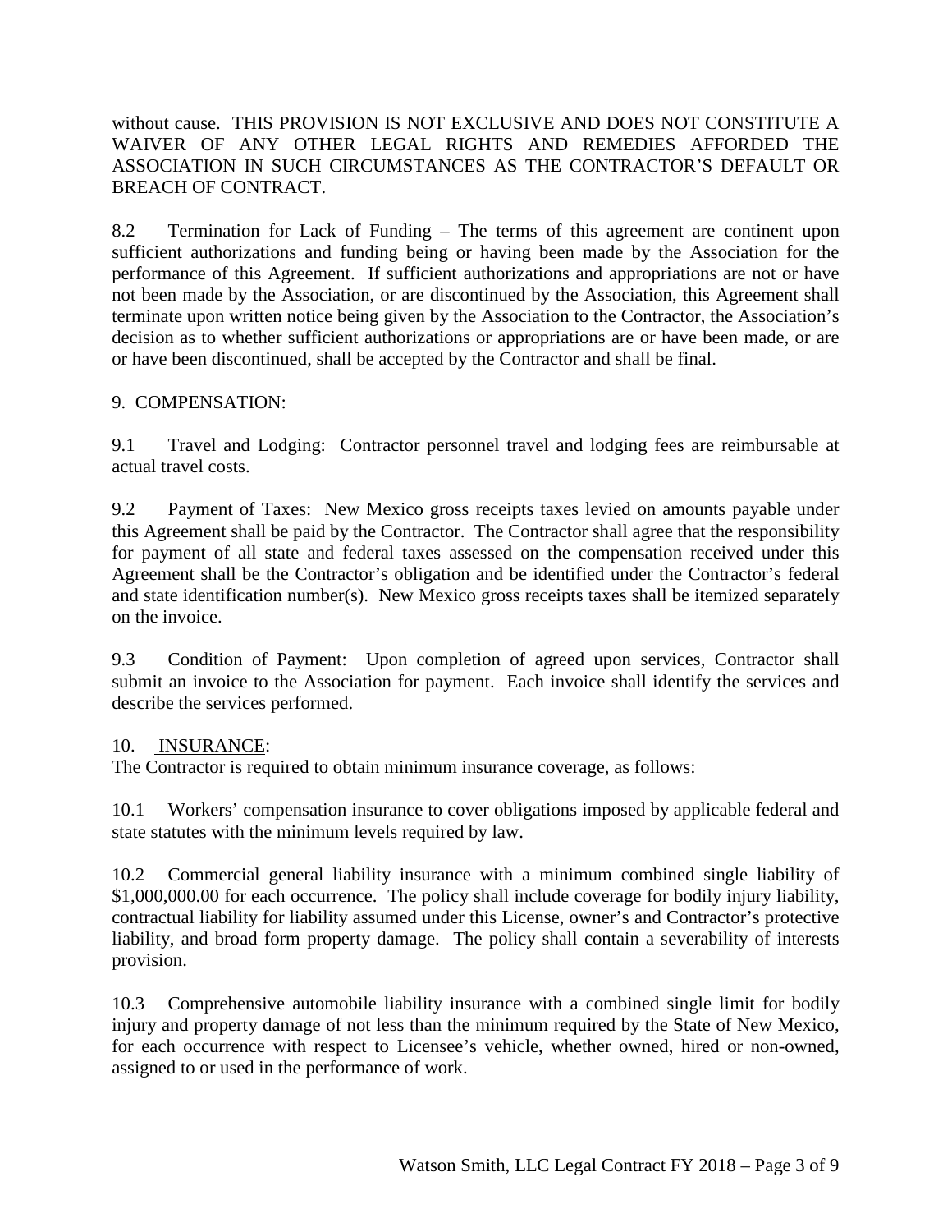without cause. THIS PROVISION IS NOT EXCLUSIVE AND DOES NOT CONSTITUTE A WAIVER OF ANY OTHER LEGAL RIGHTS AND REMEDIES AFFORDED THE ASSOCIATION IN SUCH CIRCUMSTANCES AS THE CONTRACTOR'S DEFAULT OR BREACH OF CONTRACT.

8.2 Termination for Lack of Funding – The terms of this agreement are continent upon sufficient authorizations and funding being or having been made by the Association for the performance of this Agreement. If sufficient authorizations and appropriations are not or have not been made by the Association, or are discontinued by the Association, this Agreement shall terminate upon written notice being given by the Association to the Contractor, the Association's decision as to whether sufficient authorizations or appropriations are or have been made, or are or have been discontinued, shall be accepted by the Contractor and shall be final.

9. COMPENSATION:

9.1 Travel and Lodging: Contractor personnel travel and lodging fees are reimbursable at actual travel costs.

9.2 Payment of Taxes: New Mexico gross receipts taxes levied on amounts payable under this Agreement shall be paid by the Contractor. The Contractor shall agree that the responsibility for payment of all state and federal taxes assessed on the compensation received under this Agreement shall be the Contractor's obligation and be identified under the Contractor's federal and state identification number(s). New Mexico gross receipts taxes shall be itemized separately on the invoice.

9.3 Condition of Payment: Upon completion of agreed upon services, Contractor shall submit an invoice to the Association for payment. Each invoice shall identify the services and describe the services performed.

10. INSURANCE:

The Contractor is required to obtain minimum insurance coverage, as follows:

10.1 Workers' compensation insurance to cover obligations imposed by applicable federal and state statutes with the minimum levels required by law.

10.2 Commercial general liability insurance with a minimum combined single liability of $1,000,000.00 for each occurrence. The policy shall include coverage for bodily injury liability, contractual liability for liability assumed under this License, owner's and Contractor's protective liability, and broad form property damage. The policy shall contain a severability of interests provision.

10.3 Comprehensive automobile liability insurance with a combined single limit for bodily injury and property damage of not less than the minimum required by the State of New Mexico, for each occurrence with respect to Licensee's vehicle, whether owned, hired or non-owned, assigned to or used in the performance of work.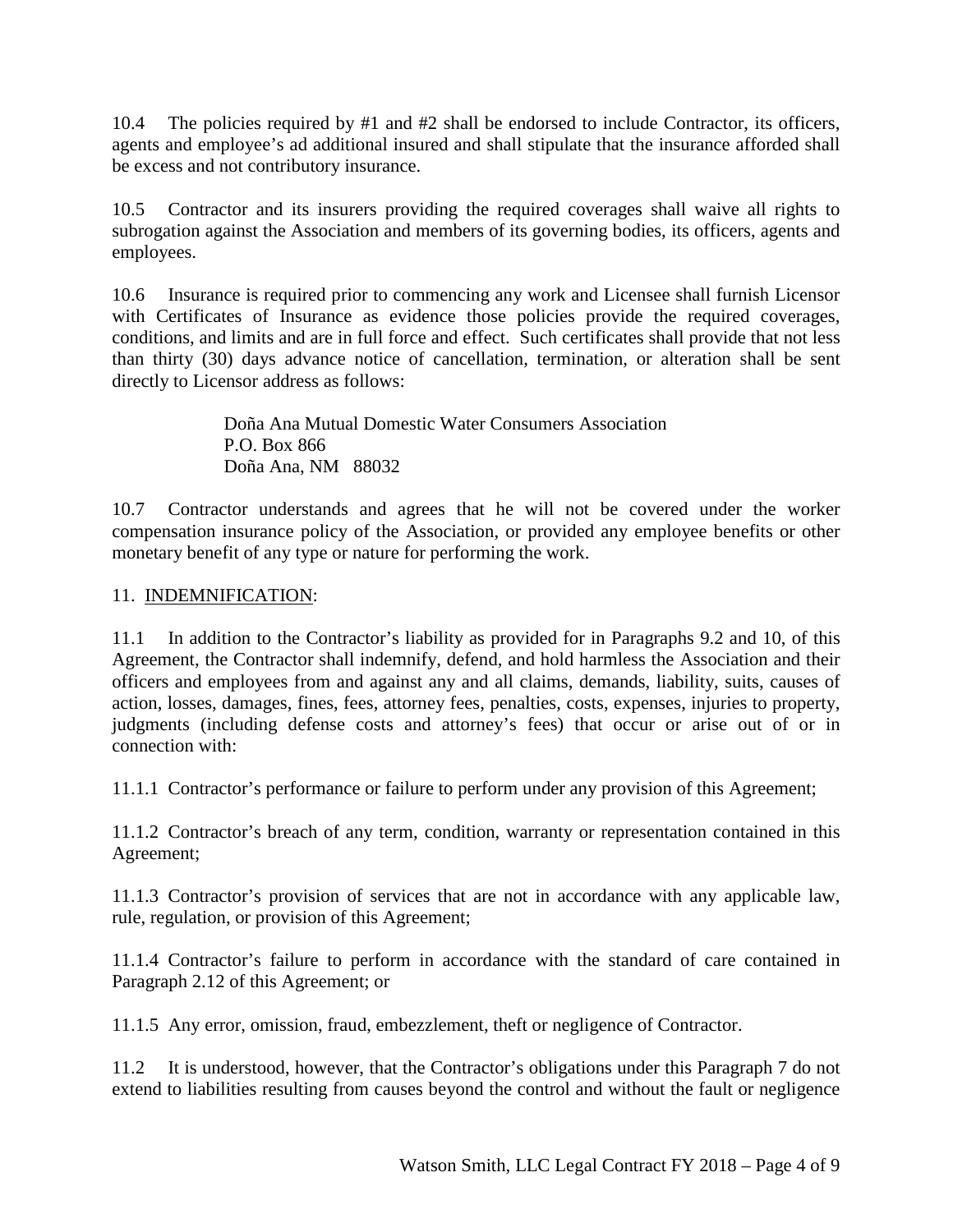10.4 The policies required by #1 and #2 shall be endorsed to include Contractor, its officers, agents and employee's ad additional insured and shall stipulate that the insurance afforded shall be excess and not contributory insurance.

10.5 Contractor and its insurers providing the required coverages shall waive all rights to subrogation against the Association and members of its governing bodies, its officers, agents and employees.

10.6 Insurance is required prior to commencing any work and Licensee shall furnish Licensor with Certificates of Insurance as evidence those policies provide the required coverages, conditions, and limits and are in full force and effect. Such certificates shall provide that not less than thirty (30) days advance notice of cancellation, termination, or alteration shall be sent directly to Licensor address as follows:

> Doña Ana Mutual Domestic Water Consumers Association
> P.O. Box 866
> Doña Ana, NM 88032

10.7 Contractor understands and agrees that he will not be covered under the worker compensation insurance policy of the Association, or provided any employee benefits or other monetary benefit of any type or nature for performing the work.

11. INDEMNIFICATION:

11.1 In addition to the Contractor's liability as provided for in Paragraphs 9.2 and 10, of this Agreement, the Contractor shall indemnify, defend, and hold harmless the Association and their officers and employees from and against any and all claims, demands, liability, suits, causes of action, losses, damages, fines, fees, attorney fees, penalties, costs, expenses, injuries to property, judgments (including defense costs and attorney's fees) that occur or arise out of or in connection with:

11.1.1 Contractor's performance or failure to perform under any provision of this Agreement;

11.1.2 Contractor's breach of any term, condition, warranty or representation contained in this Agreement;

11.1.3 Contractor's provision of services that are not in accordance with any applicable law, rule, regulation, or provision of this Agreement;

11.1.4 Contractor's failure to perform in accordance with the standard of care contained in Paragraph 2.12 of this Agreement; or

11.1.5 Any error, omission, fraud, embezzlement, theft or negligence of Contractor.

11.2 It is understood, however, that the Contractor's obligations under this Paragraph 7 do not extend to liabilities resulting from causes beyond the control and without the fault or negligence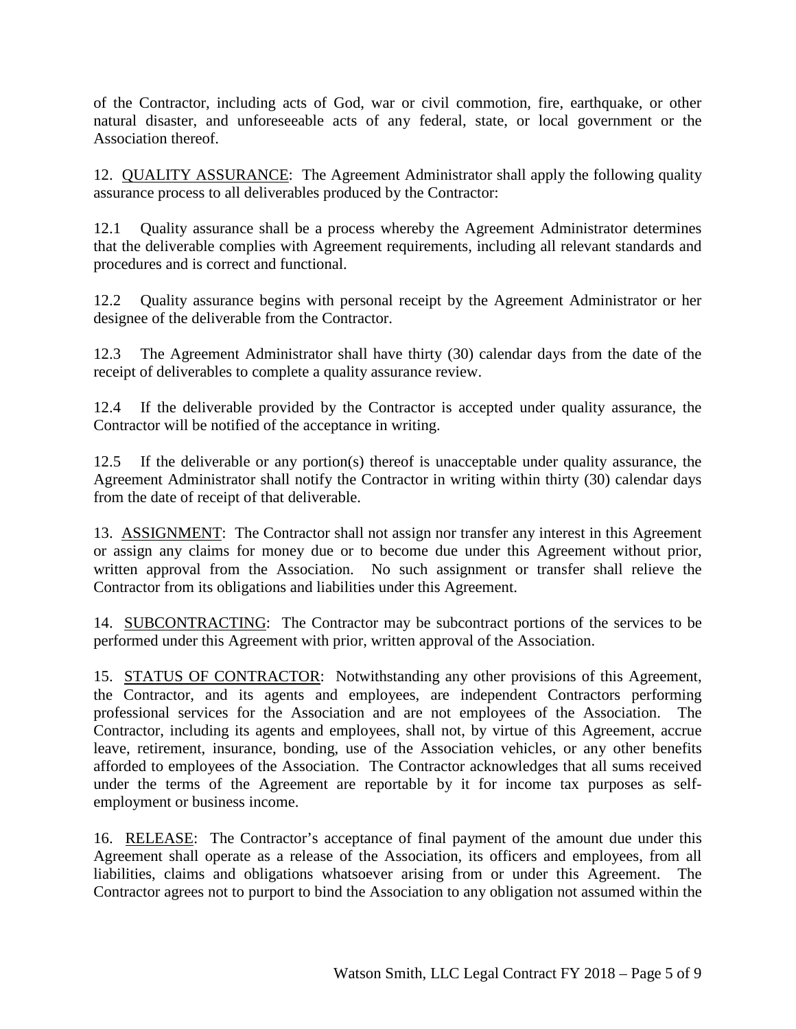of the Contractor, including acts of God, war or civil commotion, fire, earthquake, or other natural disaster, and unforeseeable acts of any federal, state, or local government or the Association thereof.

12. <u>QUALITY ASSURANCE</u>: The Agreement Administrator shall apply the following quality assurance process to all deliverables produced by the Contractor:

12.1 Quality assurance shall be a process whereby the Agreement Administrator determines that the deliverable complies with Agreement requirements, including all relevant standards and procedures and is correct and functional.

12.2 Quality assurance begins with personal receipt by the Agreement Administrator or her designee of the deliverable from the Contractor.

12.3 The Agreement Administrator shall have thirty (30) calendar days from the date of the receipt of deliverables to complete a quality assurance review.

12.4 If the deliverable provided by the Contractor is accepted under quality assurance, the Contractor will be notified of the acceptance in writing.

12.5 If the deliverable or any portion(s) thereof is unacceptable under quality assurance, the Agreement Administrator shall notify the Contractor in writing within thirty (30) calendar days from the date of receipt of that deliverable.

13. <u>ASSIGNMENT</u>: The Contractor shall not assign nor transfer any interest in this Agreement or assign any claims for money due or to become due under this Agreement without prior, written approval from the Association. No such assignment or transfer shall relieve the Contractor from its obligations and liabilities under this Agreement.

14. <u>SUBCONTRACTING</u>: The Contractor may be subcontract portions of the services to be performed under this Agreement with prior, written approval of the Association.

15. <u>STATUS OF CONTRACTOR</u>: Notwithstanding any other provisions of this Agreement, the Contractor, and its agents and employees, are independent Contractors performing professional services for the Association and are not employees of the Association. The Contractor, including its agents and employees, shall not, by virtue of this Agreement, accrue leave, retirement, insurance, bonding, use of the Association vehicles, or any other benefits afforded to employees of the Association. The Contractor acknowledges that all sums received under the terms of the Agreement are reportable by it for income tax purposes as self-employment or business income.

16. <u>RELEASE</u>: The Contractor's acceptance of final payment of the amount due under this Agreement shall operate as a release of the Association, its officers and employees, from all liabilities, claims and obligations whatsoever arising from or under this Agreement. The Contractor agrees not to purport to bind the Association to any obligation not assumed within the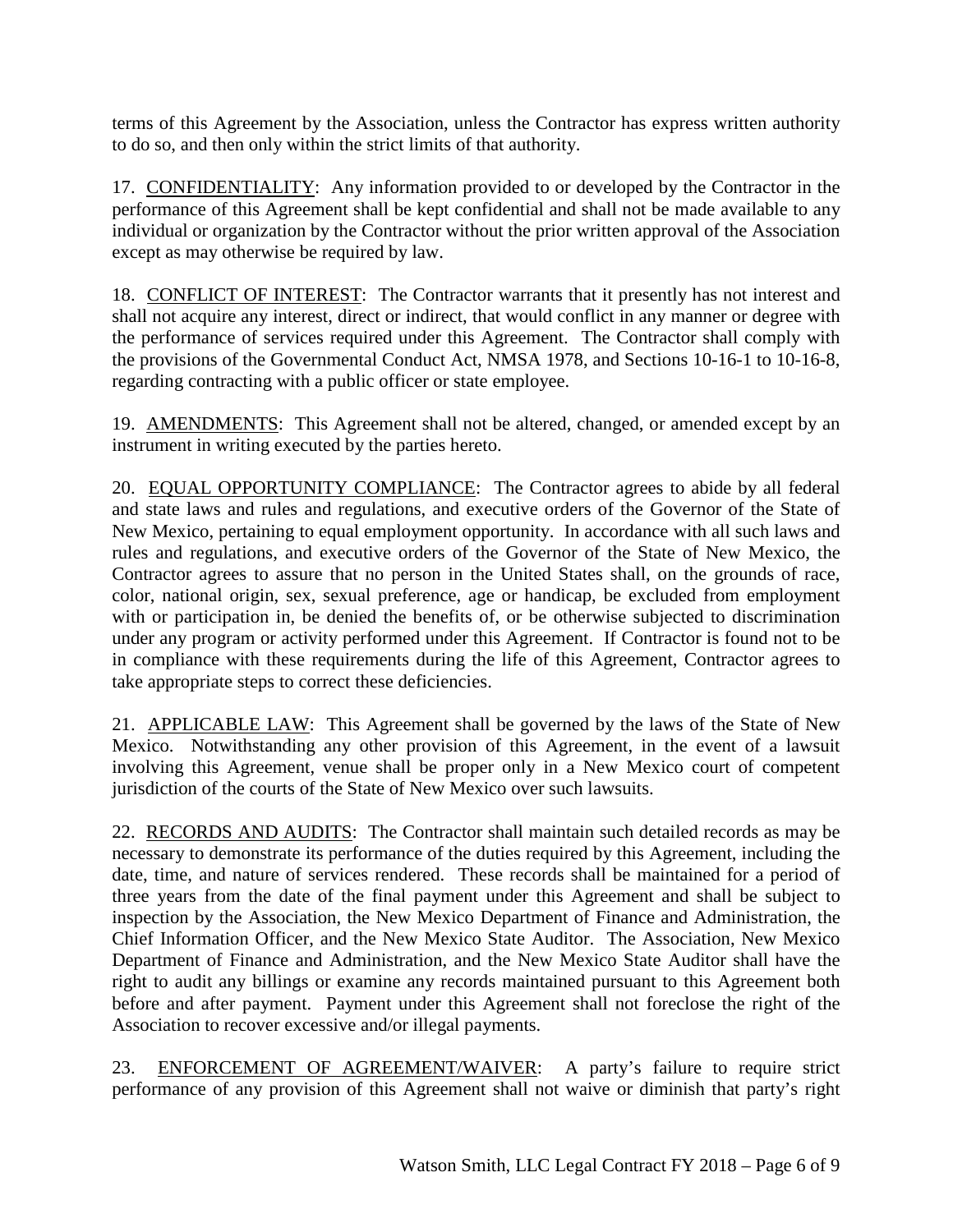terms of this Agreement by the Association, unless the Contractor has express written authority to do so, and then only within the strict limits of that authority.

17. CONFIDENTIALITY: Any information provided to or developed by the Contractor in the performance of this Agreement shall be kept confidential and shall not be made available to any individual or organization by the Contractor without the prior written approval of the Association except as may otherwise be required by law.

18. CONFLICT OF INTEREST: The Contractor warrants that it presently has not interest and shall not acquire any interest, direct or indirect, that would conflict in any manner or degree with the performance of services required under this Agreement. The Contractor shall comply with the provisions of the Governmental Conduct Act, NMSA 1978, and Sections 10-16-1 to 10-16-8, regarding contracting with a public officer or state employee.

19. AMENDMENTS: This Agreement shall not be altered, changed, or amended except by an instrument in writing executed by the parties hereto.

20. EQUAL OPPORTUNITY COMPLIANCE: The Contractor agrees to abide by all federal and state laws and rules and regulations, and executive orders of the Governor of the State of New Mexico, pertaining to equal employment opportunity. In accordance with all such laws and rules and regulations, and executive orders of the Governor of the State of New Mexico, the Contractor agrees to assure that no person in the United States shall, on the grounds of race, color, national origin, sex, sexual preference, age or handicap, be excluded from employment with or participation in, be denied the benefits of, or be otherwise subjected to discrimination under any program or activity performed under this Agreement. If Contractor is found not to be in compliance with these requirements during the life of this Agreement, Contractor agrees to take appropriate steps to correct these deficiencies.

21. APPLICABLE LAW: This Agreement shall be governed by the laws of the State of New Mexico. Notwithstanding any other provision of this Agreement, in the event of a lawsuit involving this Agreement, venue shall be proper only in a New Mexico court of competent jurisdiction of the courts of the State of New Mexico over such lawsuits.

22. RECORDS AND AUDITS: The Contractor shall maintain such detailed records as may be necessary to demonstrate its performance of the duties required by this Agreement, including the date, time, and nature of services rendered. These records shall be maintained for a period of three years from the date of the final payment under this Agreement and shall be subject to inspection by the Association, the New Mexico Department of Finance and Administration, the Chief Information Officer, and the New Mexico State Auditor. The Association, New Mexico Department of Finance and Administration, and the New Mexico State Auditor shall have the right to audit any billings or examine any records maintained pursuant to this Agreement both before and after payment. Payment under this Agreement shall not foreclose the right of the Association to recover excessive and/or illegal payments.

23. ENFORCEMENT OF AGREEMENT/WAIVER: A party's failure to require strict performance of any provision of this Agreement shall not waive or diminish that party's right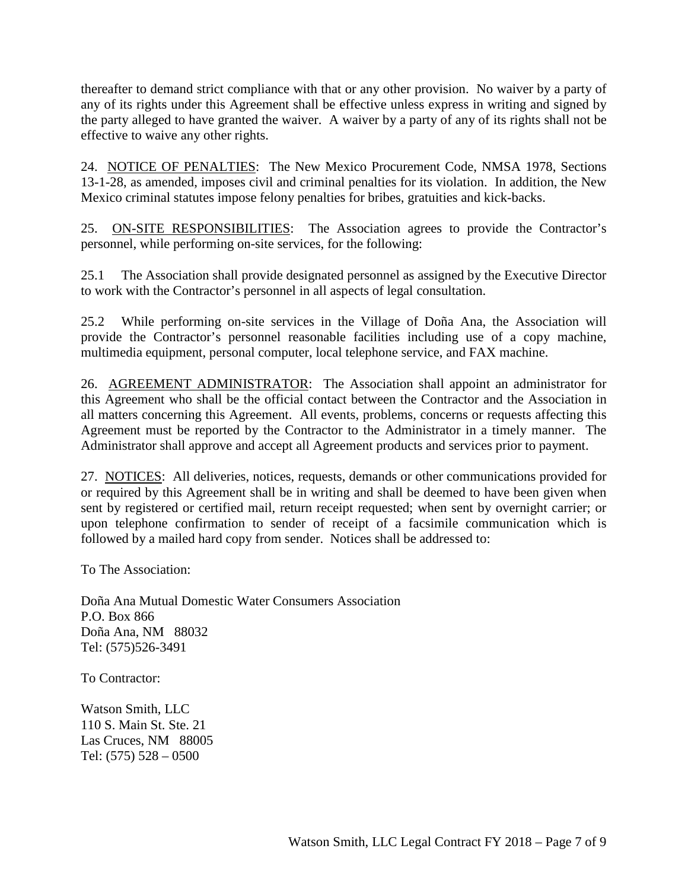thereafter to demand strict compliance with that or any other provision. No waiver by a party of any of its rights under this Agreement shall be effective unless express in writing and signed by the party alleged to have granted the waiver. A waiver by a party of any of its rights shall not be effective to waive any other rights.

24. NOTICE OF PENALTIES: The New Mexico Procurement Code, NMSA 1978, Sections 13-1-28, as amended, imposes civil and criminal penalties for its violation. In addition, the New Mexico criminal statutes impose felony penalties for bribes, gratuities and kick-backs.

25. ON-SITE RESPONSIBILITIES: The Association agrees to provide the Contractor's personnel, while performing on-site services, for the following:

25.1 The Association shall provide designated personnel as assigned by the Executive Director to work with the Contractor's personnel in all aspects of legal consultation.

25.2 While performing on-site services in the Village of Doña Ana, the Association will provide the Contractor's personnel reasonable facilities including use of a copy machine, multimedia equipment, personal computer, local telephone service, and FAX machine.

26. AGREEMENT ADMINISTRATOR: The Association shall appoint an administrator for this Agreement who shall be the official contact between the Contractor and the Association in all matters concerning this Agreement. All events, problems, concerns or requests affecting this Agreement must be reported by the Contractor to the Administrator in a timely manner. The Administrator shall approve and accept all Agreement products and services prior to payment.

27. NOTICES: All deliveries, notices, requests, demands or other communications provided for or required by this Agreement shall be in writing and shall be deemed to have been given when sent by registered or certified mail, return receipt requested; when sent by overnight carrier; or upon telephone confirmation to sender of receipt of a facsimile communication which is followed by a mailed hard copy from sender. Notices shall be addressed to:

To The Association:

Doña Ana Mutual Domestic Water Consumers Association
P.O. Box 866
Doña Ana, NM 88032
Tel: (575)526-3491

To Contractor:

Watson Smith, LLC
110 S. Main St. Ste. 21
Las Cruces, NM 88005
Tel: (575) 528 – 0500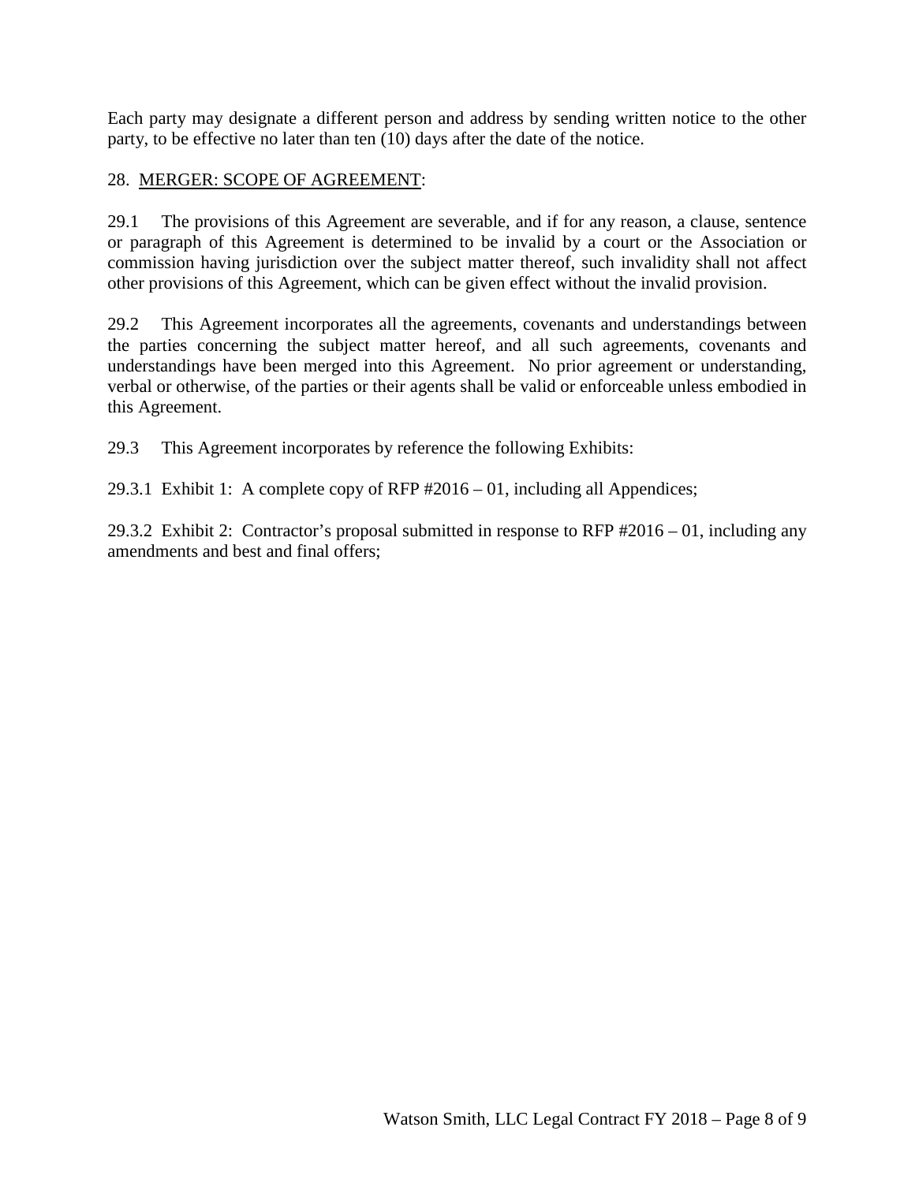Each party may designate a different person and address by sending written notice to the other party, to be effective no later than ten (10) days after the date of the notice.

28. MERGER: SCOPE OF AGREEMENT:

29.1 The provisions of this Agreement are severable, and if for any reason, a clause, sentence or paragraph of this Agreement is determined to be invalid by a court or the Association or commission having jurisdiction over the subject matter thereof, such invalidity shall not affect other provisions of this Agreement, which can be given effect without the invalid provision.

29.2 This Agreement incorporates all the agreements, covenants and understandings between the parties concerning the subject matter hereof, and all such agreements, covenants and understandings have been merged into this Agreement. No prior agreement or understanding, verbal or otherwise, of the parties or their agents shall be valid or enforceable unless embodied in this Agreement.

29.3 This Agreement incorporates by reference the following Exhibits:

29.3.1 Exhibit 1: A complete copy of RFP #2016 – 01, including all Appendices;

29.3.2 Exhibit 2: Contractor's proposal submitted in response to RFP #2016 – 01, including any amendments and best and final offers;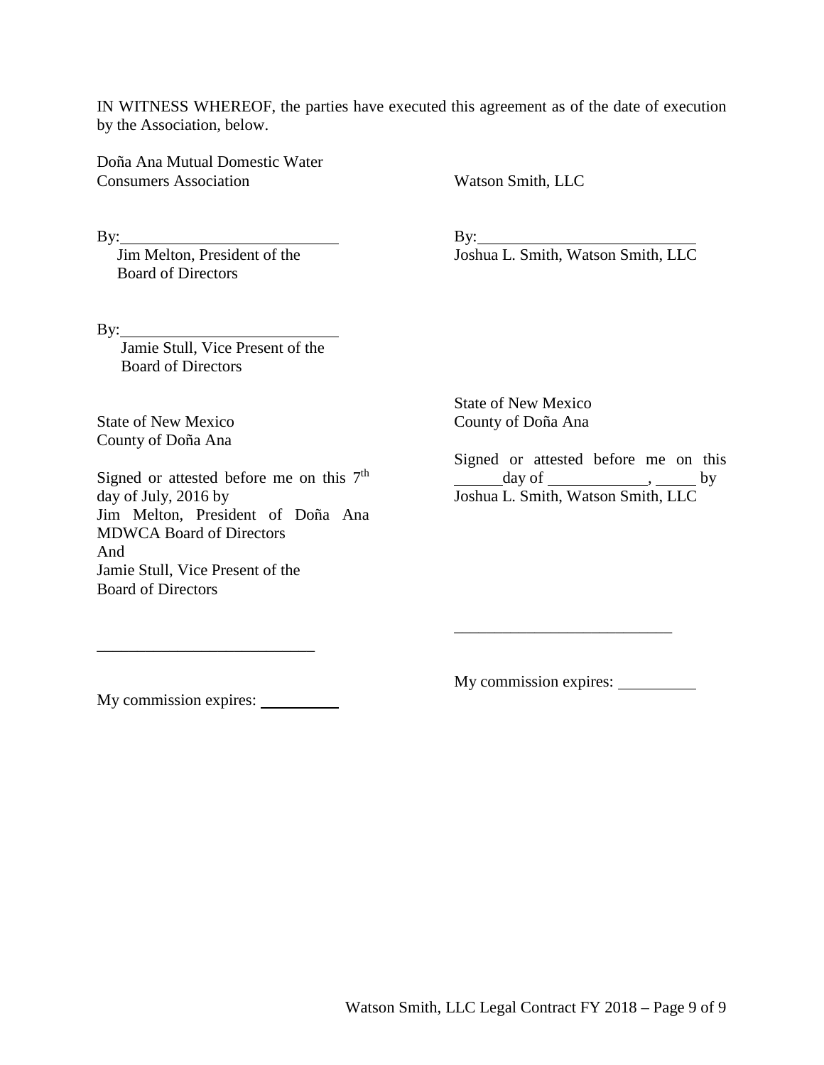IN WITNESS WHEREOF, the parties have executed this agreement as of the date of execution by the Association, below.

Doña Ana Mutual Domestic Water Consumers Association

By:\_\_\_\_\_\_\_\_\_\_\_\_\_\_\_\_\_\_\_\_\_\_\_\_\_\_
Jim Melton, President of the Board of Directors

By:\_\_\_\_\_\_\_\_\_\_\_\_\_\_\_\_\_\_\_\_\_\_\_\_\_\_
Jamie Stull, Vice Present of the Board of Directors

Watson Smith, LLC

By:\_\_\_\_\_\_\_\_\_\_\_\_\_\_\_\_\_\_\_\_\_\_\_\_\_\_
Joshua L. Smith, Watson Smith, LLC

State of New Mexico
County of Doña Ana

Signed or attested before me on this 7th day of July, 2016 by
Jim Melton, President of Doña Ana MDWCA Board of Directors
And
Jamie Stull, Vice Present of the Board of Directors

\_\_\_\_\_\_\_\_\_\_\_\_\_\_\_\_\_\_\_\_\_\_\_\_\_\_

My commission expires: \_\_\_\_\_\_\_\_\_\_

State of New Mexico
County of Doña Ana

Signed or attested before me on this \_\_\_\_\_\_day of \_\_\_\_\_\_\_\_\_\_\_\_, \_\_\_\_\_ by
Joshua L. Smith, Watson Smith, LLC

\_\_\_\_\_\_\_\_\_\_\_\_\_\_\_\_\_\_\_\_\_\_\_\_\_\_

My commission expires: \_\_\_\_\_\_\_\_\_\_